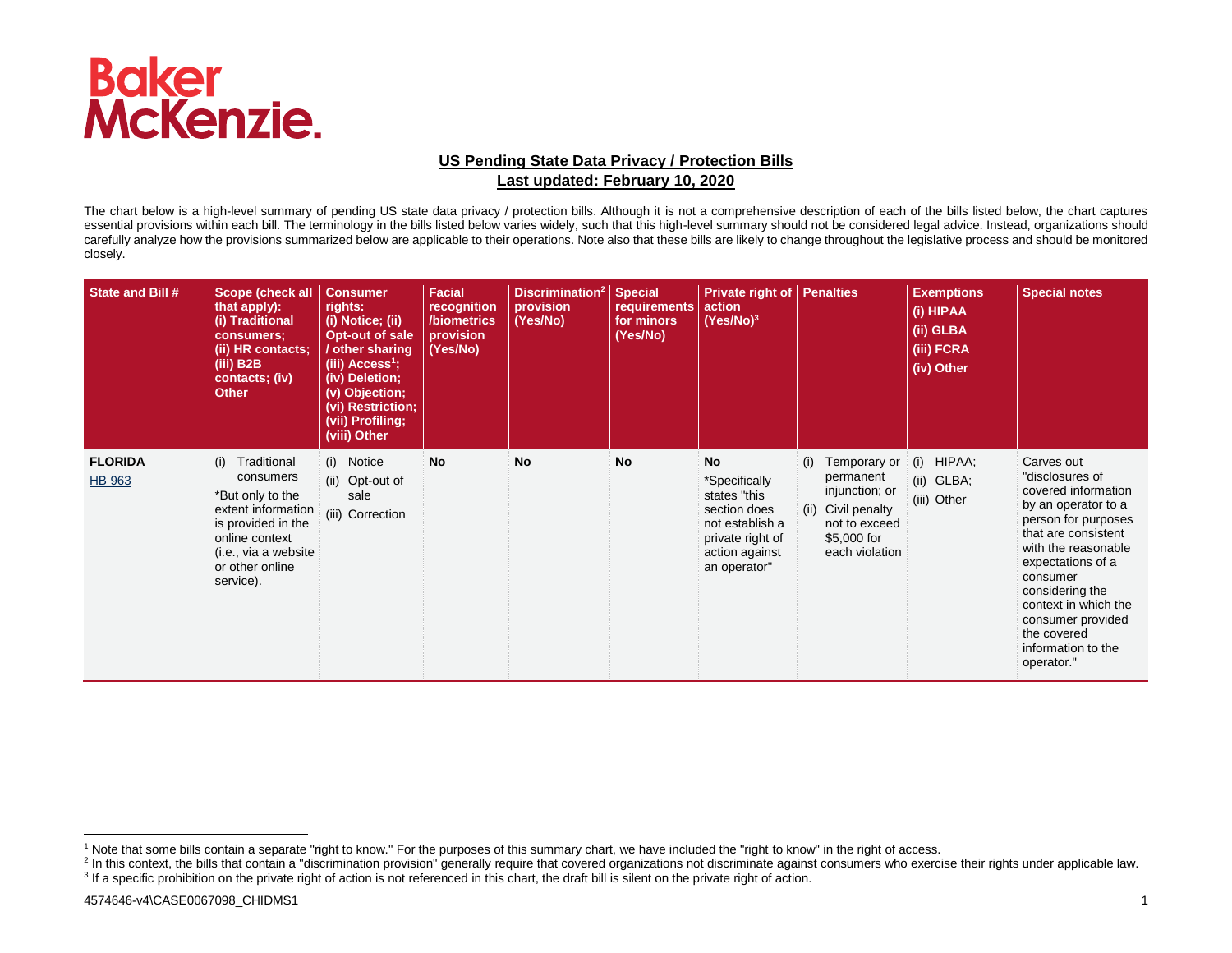Baker McKenzie.

## US Pending State Data Privacy / Protection Bills

### Last updated: February 10, 2020

The chart below is a high-level summary of pending US state data privacy / protection bills. Although it is not a comprehensive description of each of the bills listed below, the chart captures essential provisions within each bill. The terminology in the bills listed below varies widely, such that this high-level summary should not be considered legal advice. Instead, organizations should carefully analyze how the provisions summarized below are applicable to their operations. Note also that these bills are likely to change throughout the legislative process and should be monitored closely.

| State and Bill # | Scope (check all that apply): (i) Traditional consumers; (ii) HR contacts; (iii) B2B contacts; (iv) Other | Consumer rights: (i) Notice; (ii) Opt-out of sale / other sharing (iii) Access[1]; (iv) Deletion; (v) Objection; (vi) Restriction; (vii) Profiling; (viii) Other | Facial recognition /biometrics provision (Yes/No) | Discrimination[2] provision (Yes/No) | Special requirements for minors (Yes/No) | Private right of action (Yes/No)[3] | Penalties | Exemptions (i) HIPAA (ii) GLBA (iii) FCRA (iv) Other | Special notes |
|---|---|---|---|---|---|---|---|---|---|
| **FLORIDA** HB 963 | (i) Traditional consumers *But only to the extent information is provided in the online context (i.e., via a website or other online service). | (i) Notice (ii) Opt-out of sale (iii) Correction | **No** | **No** | **No** | **No** *Specifically states "this section does not establish a private right of action against an operator" | (i) Temporary or permanent injunction; or (ii) Civil penalty not to exceed $5,000 for each violation | (i) HIPAA; (ii) GLBA; (iii) Other | Carves out "disclosures of covered information by an operator to a person for purposes that are consistent with the reasonable expectations of a consumer considering the context in which the consumer provided the covered information to the operator." |

[1] Note that some bills contain a separate "right to know." For the purposes of this summary chart, we have included the "right to know" in the right of access.

[2] In this context, the bills that contain a "discrimination provision" generally require that covered organizations not discriminate against consumers who exercise their rights under applicable law.

[3] If a specific prohibition on the private right of action is not referenced in this chart, the draft bill is silent on the private right of action.

4574646-v4\CASE0067098_CHIDMS1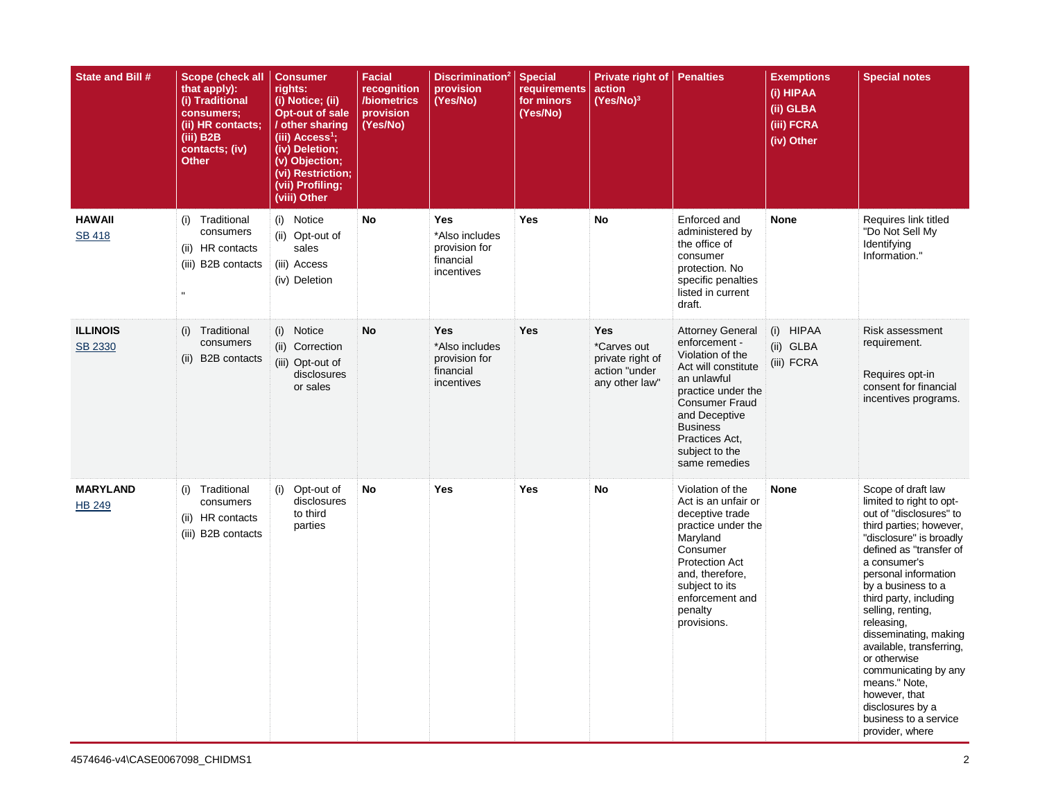| State and Bill # | Scope (check all that apply): (i) Traditional consumers; (ii) HR contacts; (iii) B2B contacts; (iv) Other | Consumer rights: (i) Notice; (ii) Opt-out of sale / other sharing (iii) Access[1]; (iv) Deletion; (v) Objection; (vi) Restriction; (vii) Profiling; (viii) Other | Facial recognition /biometrics provision (Yes/No) | Discrimination[2] provision (Yes/No) | Special requirements for minors (Yes/No) | Private right of action (Yes/No)[3] | Penalties | Exemptions (i) HIPAA (ii) GLBA (iii) FCRA (iv) Other | Special notes |
|---|---|---|---|---|---|---|---|---|---|
| **HAWAII** SB 418 | (i) Traditional consumers<br>(ii) HR contacts<br>(iii) B2B contacts<br>" | (i) Notice<br>(ii) Opt-out of sales<br>(iii) Access<br>(iv) Deletion | **No** | **Yes**<br>*Also includes provision for financial incentives | **Yes** | **No** | Enforced and administered by the office of consumer protection. No specific penalties listed in current draft. | **None** | Requires link titled "Do Not Sell My Identifying Information." |
| **ILLINOIS** SB 2330 | (i) Traditional consumers<br>(ii) B2B contacts | (i) Notice<br>(ii) Correction<br>(iii) Opt-out of disclosures or sales | **No** | **Yes**<br>*Also includes provision for financial incentives | **Yes** | **Yes**<br>*Carves out private right of action "under any other law" | Attorney General enforcement - Violation of the Act will constitute an unlawful practice under the Consumer Fraud and Deceptive Business Practices Act, subject to the same remedies | (i) HIPAA<br>(ii) GLBA<br>(iii) FCRA | Risk assessment requirement.<br><br>Requires opt-in consent for financial incentives programs. |
| **MARYLAND** HB 249 | (i) Traditional consumers<br>(ii) HR contacts<br>(iii) B2B contacts | (i) Opt-out of disclosures to third parties | **No** | **Yes** | **Yes** | **No** | Violation of the Act is an unfair or deceptive trade practice under the Maryland Consumer Protection Act and, therefore, subject to its enforcement and penalty provisions. | **None** | Scope of draft law limited to right to opt-out of "disclosures" to third parties; however, "disclosure" is broadly defined as "transfer of a consumer's personal information by a business to a third party, including selling, renting, releasing, disseminating, making available, transferring, or otherwise communicating by any means." Note, however, that disclosures by a business to a service provider, where |

4574646-v4\CASE0067098_CHIDMS1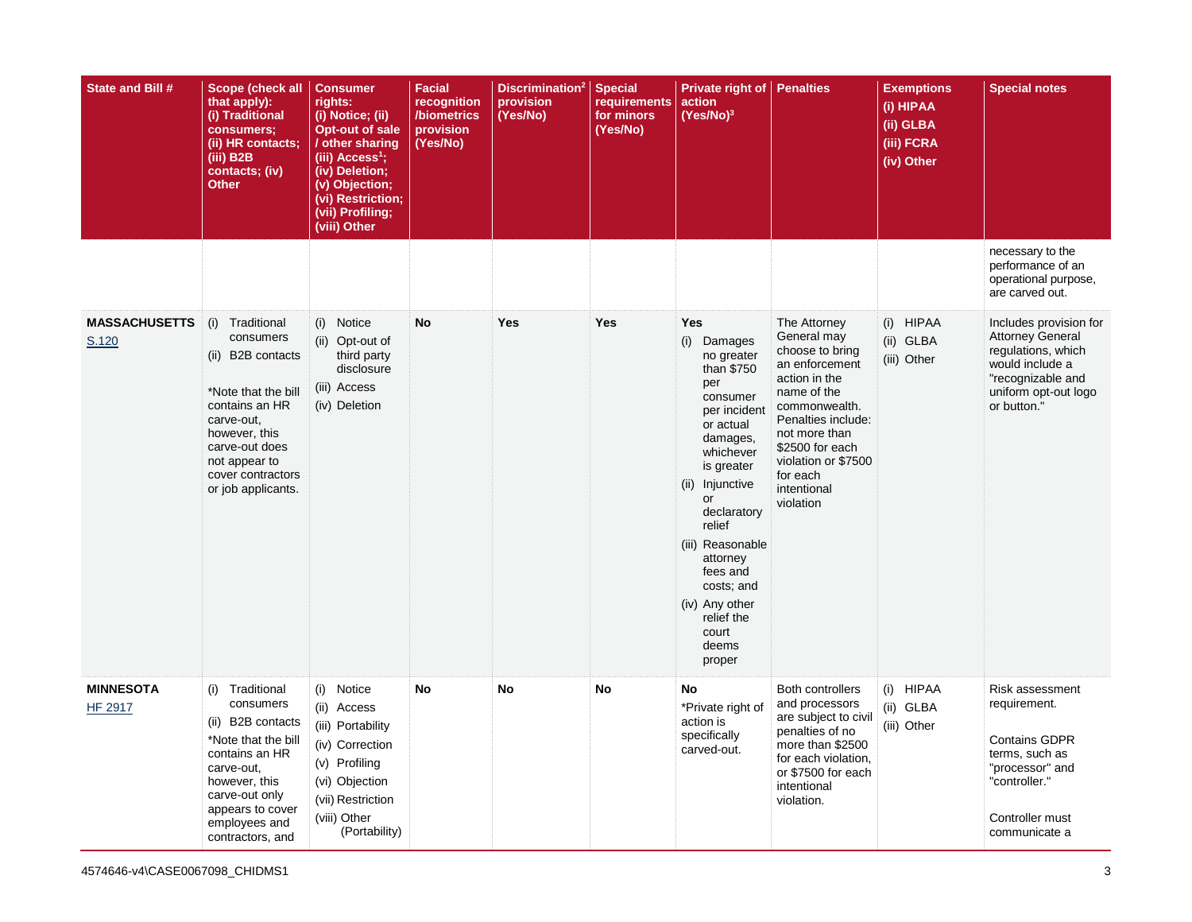| State and Bill # | Scope (check all that apply): (i) Traditional consumers; (ii) HR contacts; (iii) B2B contacts; (iv) Other | Consumer rights: (i) Notice; (ii) Opt-out of sale / other sharing (iii) Access[1]; (iv) Deletion; (v) Objection; (vi) Restriction; (vii) Profiling; (viii) Other | Facial recognition /biometrics provision (Yes/No) | Discrimination[2] provision (Yes/No) | Special requirements for minors (Yes/No) | Private right of action (Yes/No)[3] | Penalties | Exemptions (i) HIPAA (ii) GLBA (iii) FCRA (iv) Other | Special notes |
|---|---|---|---|---|---|---|---|---|---|
| | | | | | | | | | necessary to the performance of an operational purpose, are carved out. |
| **MASSACHUSETTS** S.120 | (i) Traditional consumers<br>(ii) B2B contacts<br><br>*Note that the bill contains an HR carve-out, however, this carve-out does not appear to cover contractors or job applicants. | (i) Notice<br>(ii) Opt-out of third party disclosure<br>(iii) Access<br>(iv) Deletion | **No** | **Yes** | **Yes** | **Yes**<br>(i) Damages no greater than $750 per consumer per incident or actual damages, whichever is greater<br>(ii) Injunctive or declaratory relief<br>(iii) Reasonable attorney fees and costs; and<br>(iv) Any other relief the court deems proper | The Attorney General may choose to bring an enforcement action in the name of the commonwealth. Penalties include: not more than $2500 for each violation or $7500 for each intentional violation | (i) HIPAA<br>(ii) GLBA<br>(iii) Other | Includes provision for Attorney General regulations, which would include a "recognizable and uniform opt-out logo or button." |
| **MINNESOTA** HF 2917 | (i) Traditional consumers<br>(ii) B2B contacts<br>*Note that the bill contains an HR carve-out, however, this carve-out only appears to cover employees and contractors, and | (i) Notice<br>(ii) Access<br>(iii) Portability<br>(iv) Correction<br>(v) Profiling<br>(vi) Objection<br>(vii) Restriction<br>(viii) Other (Portability) | **No** | **No** | **No** | **No**<br>*Private right of action is specifically carved-out. | Both controllers and processors are subject to civil penalties of no more than $2500 for each violation, or $7500 for each intentional violation. | (i) HIPAA<br>(ii) GLBA<br>(iii) Other | Risk assessment requirement.<br><br>Contains GDPR terms, such as "processor" and "controller."<br><br>Controller must communicate a |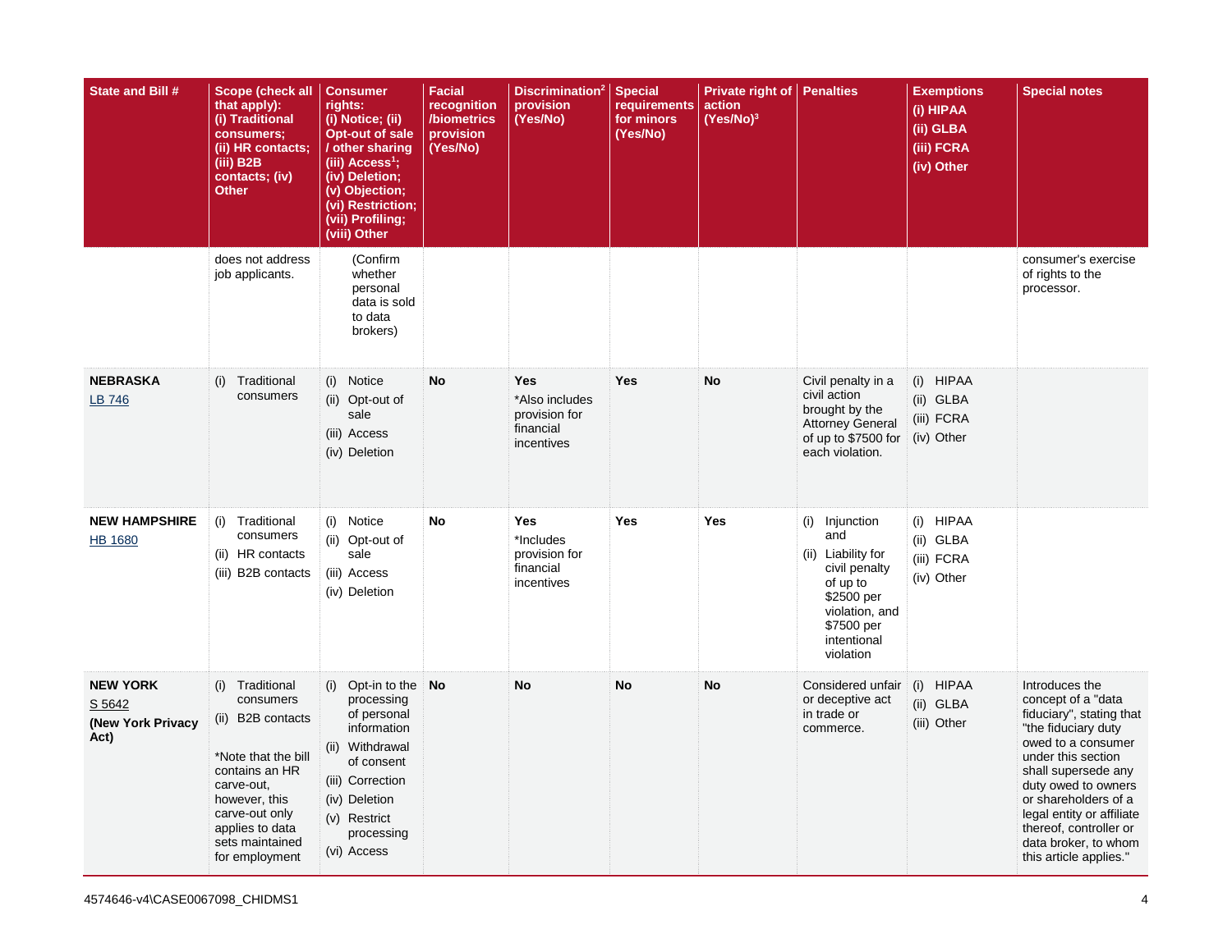| State and Bill # | Scope (check all that apply): (i) Traditional consumers; (ii) HR contacts; (iii) B2B contacts; (iv) Other | Consumer rights: (i) Notice; (ii) Opt-out of sale / other sharing (iii) Access[1]; (iv) Deletion; (v) Objection; (vi) Restriction; (vii) Profiling; (viii) Other | Facial recognition /biometrics provision (Yes/No) | Discrimination[2] provision (Yes/No) | Special requirements for minors (Yes/No) | Private right of action (Yes/No)[3] | Penalties | Exemptions (i) HIPAA (ii) GLBA (iii) FCRA (iv) Other | Special notes |
|---|---|---|---|---|---|---|---|---|---|
| | does not address job applicants. | (Confirm whether personal data is sold to data brokers) | | | | | | | consumer's exercise of rights to the processor. |
| **NEBRASKA** [LB 746] | (i) Traditional consumers | (i) Notice<br>(ii) Opt-out of sale<br>(iii) Access<br>(iv) Deletion | **No** | **Yes**<br>*Also includes provision for financial incentives | **Yes** | **No** | Civil penalty in a civil action brought by the Attorney General of up to $7500 for each violation. | (i) HIPAA<br>(ii) GLBA<br>(iii) FCRA<br>(iv) Other | |
| **NEW HAMPSHIRE** [HB 1680] | (i) Traditional consumers<br>(ii) HR contacts<br>(iii) B2B contacts | (i) Notice<br>(ii) Opt-out of sale<br>(iii) Access<br>(iv) Deletion | **No** | **Yes**<br>*Includes provision for financial incentives | **Yes** | **Yes** | (i) Injunction and<br>(ii) Liability for civil penalty of up to $2500 per violation, and $7500 per intentional violation | (i) HIPAA<br>(ii) GLBA<br>(iii) FCRA<br>(iv) Other | |
| **NEW YORK** [S 5642] **(New York Privacy Act)** | (i) Traditional consumers<br>(ii) B2B contacts<br><br>*Note that the bill contains an HR carve-out, however, this carve-out only applies to data sets maintained for employment | (i) Opt-in to the processing of personal information<br>(ii) Withdrawal of consent<br>(iii) Correction<br>(iv) Deletion<br>(v) Restrict processing<br>(vi) Access | **No** | **No** | **No** | **No** | Considered unfair or deceptive act in trade or commerce. | (i) HIPAA<br>(ii) GLBA<br>(iii) Other | Introduces the concept of a "data fiduciary", stating that "the fiduciary duty owed to a consumer under this section shall supersede any duty owed to owners or shareholders of a legal entity or affiliate thereof, controller or data broker, to whom this article applies." |

4574646-v4\CASE0067098_CHIDMS1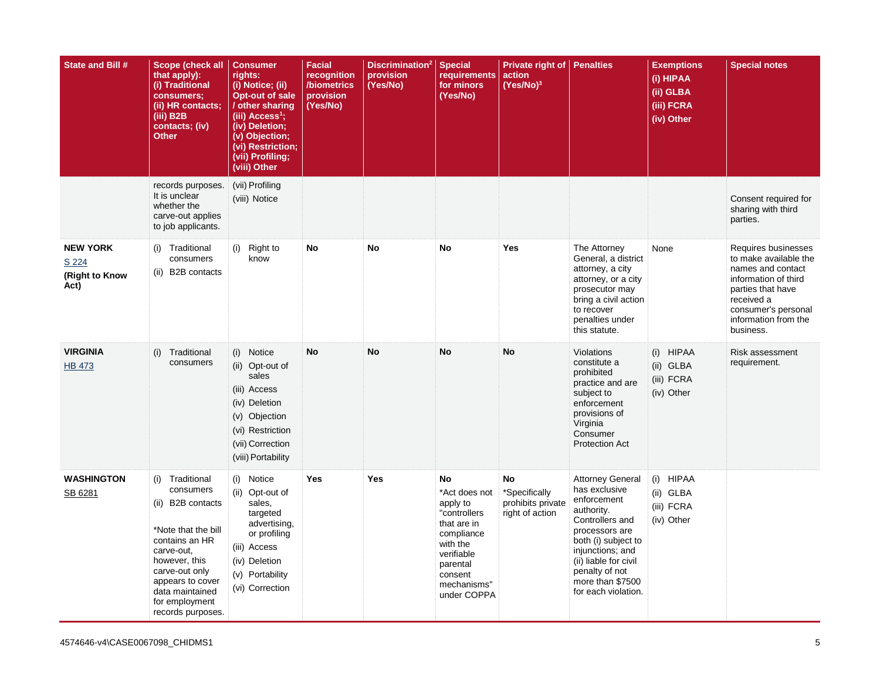| State and Bill # | Scope (check all that apply): (i) Traditional consumers; (ii) HR contacts; (iii) B2B contacts; (iv) Other | Consumer rights: (i) Notice; (ii) Opt-out of sale / other sharing (iii) Access[1]; (iv) Deletion; (v) Objection; (vi) Restriction; (vii) Profiling; (viii) Other | Facial recognition /biometrics provision (Yes/No) | Discrimination[2] provision (Yes/No) | Special requirements for minors (Yes/No) | Private right of action (Yes/No)[3] | Penalties | Exemptions (i) HIPAA (ii) GLBA (iii) FCRA (iv) Other | Special notes |
|---|---|---|---|---|---|---|---|---|---|
| | records purposes. It is unclear whether the carve-out applies to job applicants. | (vii) Profiling<br>(viii) Notice | | | | | | | Consent required for sharing with third parties. |
| **NEW YORK**<br>S 224<br>**(Right to Know Act)** | (i) Traditional consumers<br>(ii) B2B contacts | (i) Right to know | **No** | **No** | **No** | **Yes** | The Attorney General, a district attorney, a city attorney, or a city prosecutor may bring a civil action to recover penalties under this statute. | None | Requires businesses to make available the names and contact information of third parties that have received a consumer's personal information from the business. |
| **VIRGINIA**<br>HB 473 | (i) Traditional consumers | (i) Notice<br>(ii) Opt-out of sales<br>(iii) Access<br>(iv) Deletion<br>(v) Objection<br>(vi) Restriction<br>(vii) Correction<br>(viii) Portability | **No** | **No** | **No** | **No** | Violations constitute a prohibited practice and are subject to enforcement provisions of Virginia Consumer Protection Act | (i) HIPAA<br>(ii) GLBA<br>(iii) FCRA<br>(iv) Other | Risk assessment requirement. |
| **WASHINGTON**<br>SB 6281 | (i) Traditional consumers<br>(ii) B2B contacts<br><br>*Note that the bill contains an HR carve-out, however, this carve-out only appears to cover data maintained for employment records purposes. | (i) Notice<br>(ii) Opt-out of sales, targeted advertising, or profiling<br>(iii) Access<br>(iv) Deletion<br>(v) Portability<br>(vi) Correction | **Yes** | **Yes** | **No**<br>*Act does not apply to "controllers that are in compliance with the verifiable parental consent mechanisms" under COPPA | **No**<br>*Specifically prohibits private right of action | Attorney General has exclusive enforcement authority. Controllers and processors are both (i) subject to injunctions; and (ii) liable for civil penalty of not more than $7500 for each violation. | (i) HIPAA<br>(ii) GLBA<br>(iii) FCRA<br>(iv) Other | |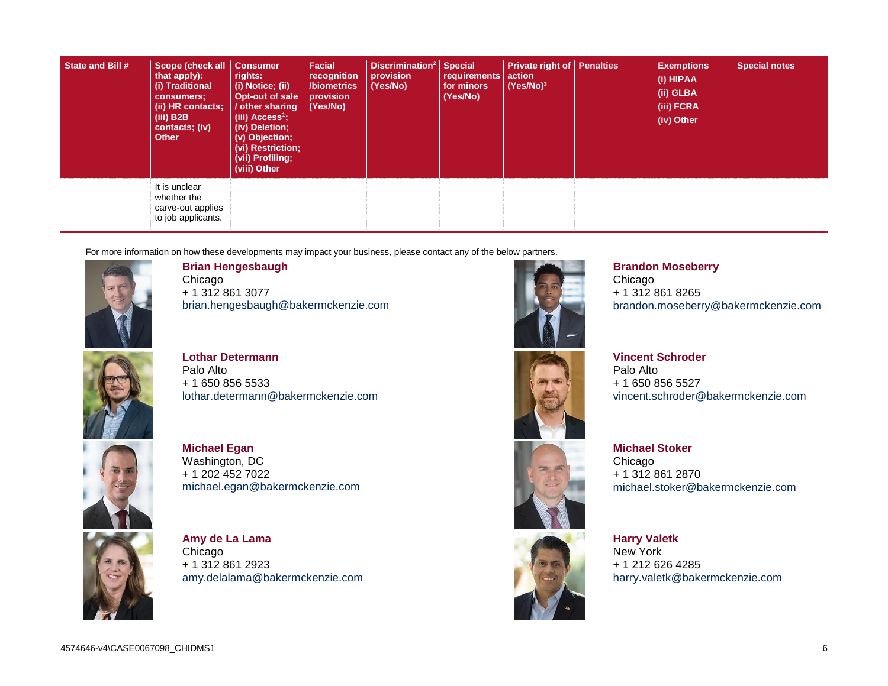| State and Bill # | Scope (check all that apply): (i) Traditional consumers; (ii) HR contacts; (iii) B2B contacts; (iv) Other | Consumer rights: (i) Notice; (ii) Opt-out of sale / other sharing (iii) Access[1]; (iv) Deletion; (v) Objection; (vi) Restriction; (vii) Profiling; (viii) Other | Facial recognition /biometrics provision (Yes/No) | Discrimination[2] provision (Yes/No) | Special requirements for minors (Yes/No) | Private right of action (Yes/No)[3] | Penalties | Exemptions (i) HIPAA (ii) GLBA (iii) FCRA (iv) Other | Special notes |
|---|---|---|---|---|---|---|---|---|---|
| | It is unclear whether the carve-out applies to job applicants. | | | | | | | | |

For more information on how these developments may impact your business, please contact any of the below partners.

**Brian Hengesbaugh**
Chicago
+ 1 312 861 3077
brian.hengesbaugh@bakermckenzie.com

**Lothar Determann**
Palo Alto
+ 1 650 856 5533
lothar.determann@bakermckenzie.com

**Michael Egan**
Washington, DC
+ 1 202 452 7022
michael.egan@bakermckenzie.com

**Amy de La Lama**
Chicago
+ 1 312 861 2923
amy.delalama@bakermckenzie.com

**Brandon Moseberry**
Chicago
+ 1 312 861 8265
brandon.moseberry@bakermckenzie.com

**Vincent Schroder**
Palo Alto
+ 1 650 856 5527
vincent.schroder@bakermckenzie.com

**Michael Stoker**
Chicago
+ 1 312 861 2870
michael.stoker@bakermckenzie.com

**Harry Valetk**
New York
+ 1 212 626 4285
harry.valetk@bakermckenzie.com

4574646-v4\CASE0067098_CHIDMS1